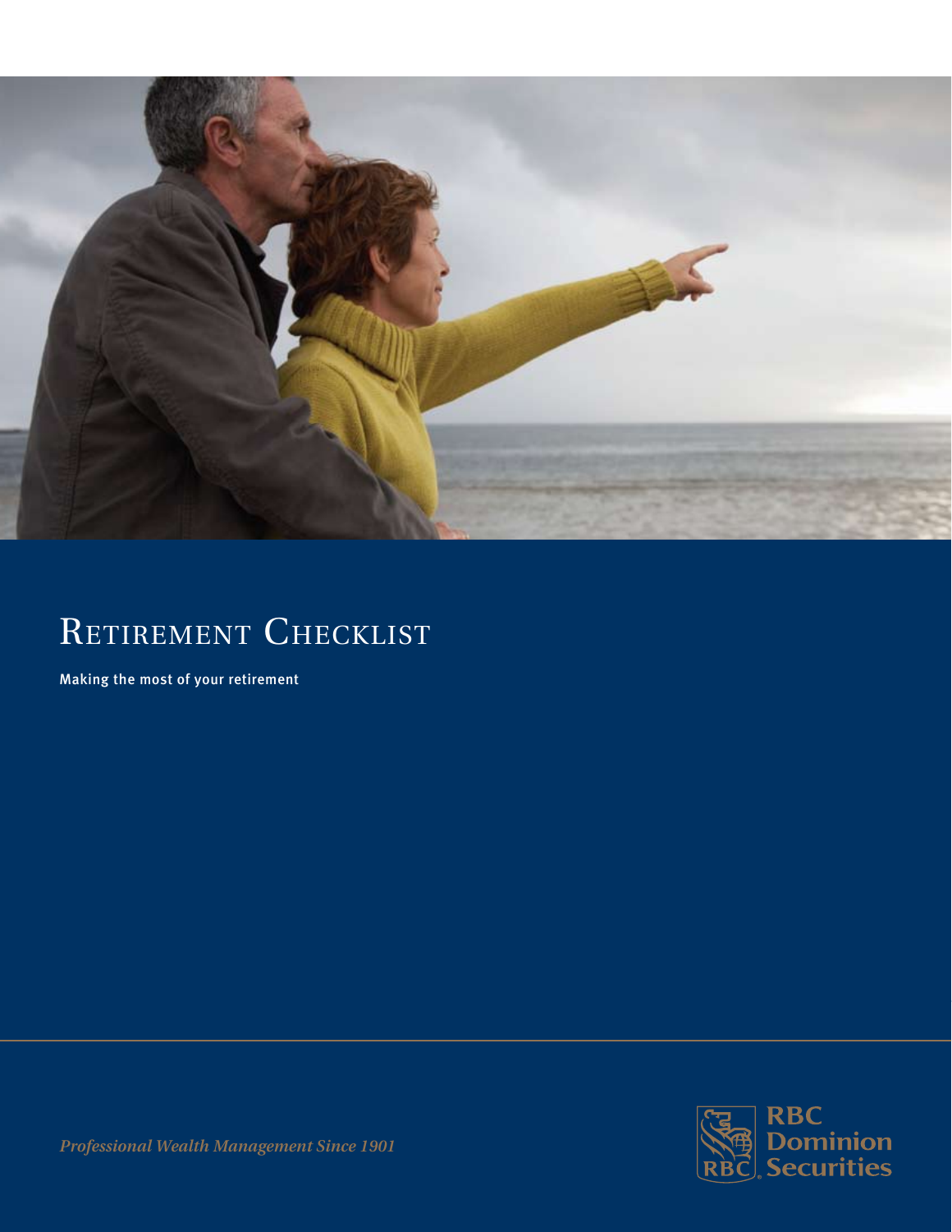# Retirement Checklist

**Making the most of your retirement**

*Professional Wealth Management Since 1901*

RBC Dominion Securities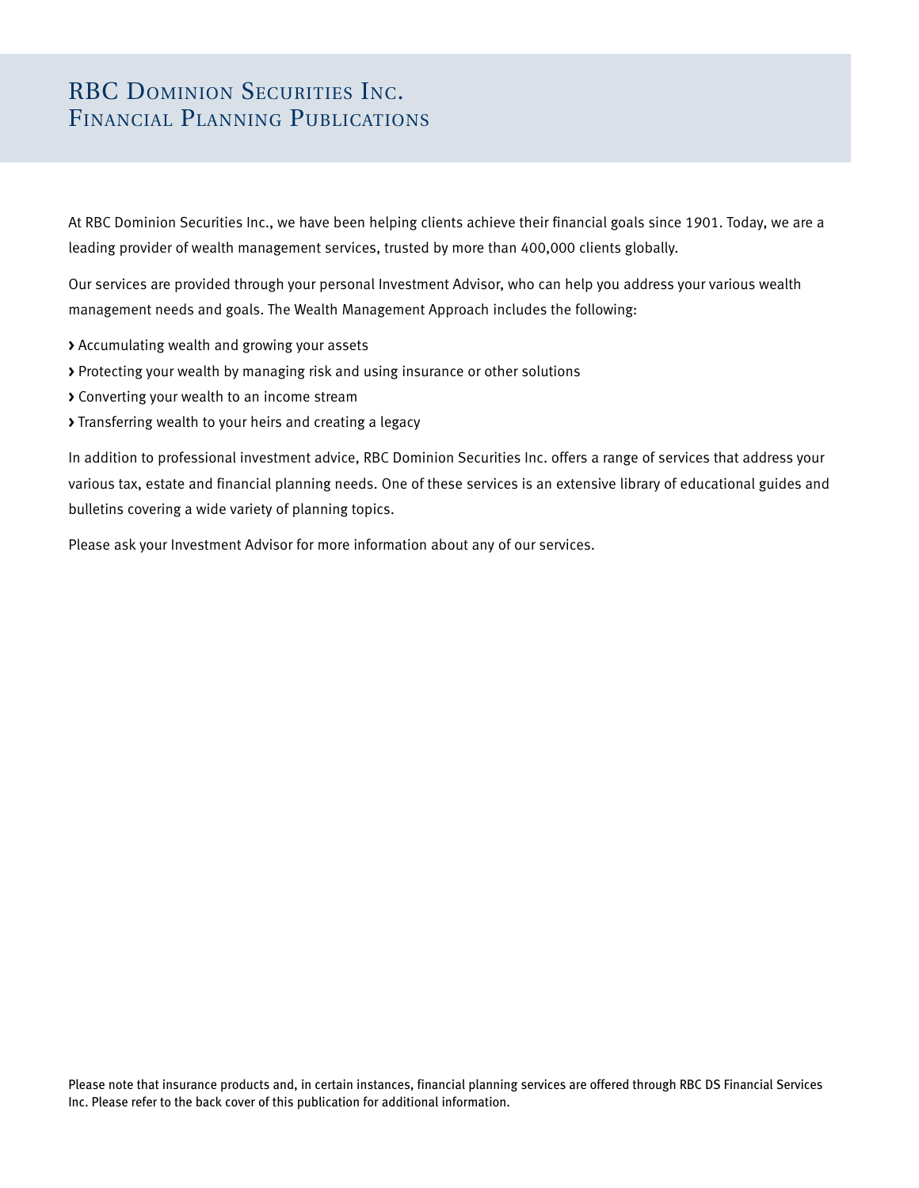# RBC Dominion Securities Inc.
# Financial Planning Publications

At RBC Dominion Securities Inc., we have been helping clients achieve their financial goals since 1901. Today, we are a leading provider of wealth management services, trusted by more than 400,000 clients globally.

Our services are provided through your personal Investment Advisor, who can help you address your various wealth management needs and goals. The Wealth Management Approach includes the following:

- Accumulating wealth and growing your assets
- Protecting your wealth by managing risk and using insurance or other solutions
- Converting your wealth to an income stream
- Transferring wealth to your heirs and creating a legacy

In addition to professional investment advice, RBC Dominion Securities Inc. offers a range of services that address your various tax, estate and financial planning needs. One of these services is an extensive library of educational guides and bulletins covering a wide variety of planning topics.

Please ask your Investment Advisor for more information about any of our services.

Please note that insurance products and, in certain instances, financial planning services are offered through RBC DS Financial Services Inc. Please refer to the back cover of this publication for additional information.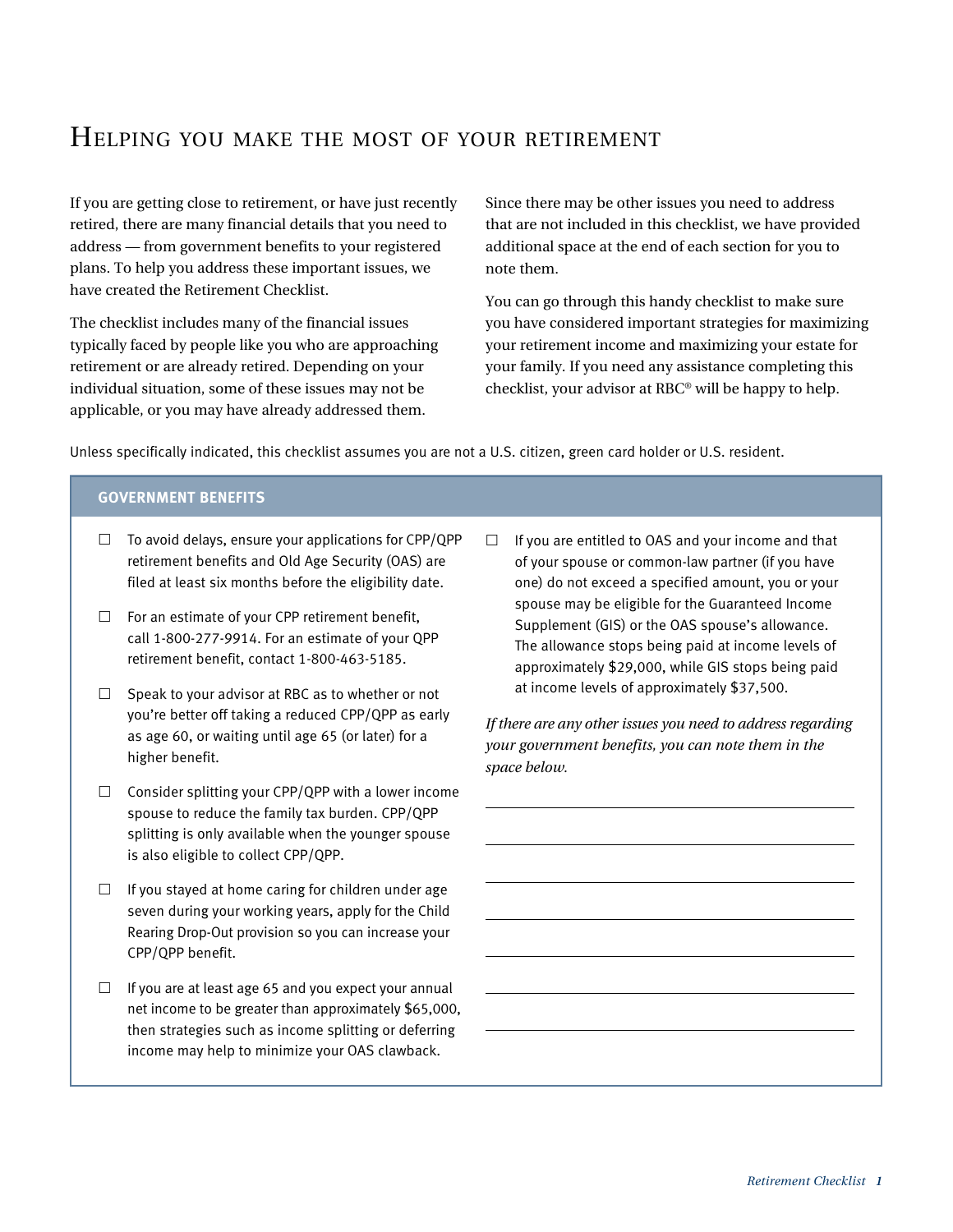# Helping you make the most of your retirement

If you are getting close to retirement, or have just recently retired, there are many financial details that you need to address — from government benefits to your registered plans. To help you address these important issues, we have created the Retirement Checklist.

The checklist includes many of the financial issues typically faced by people like you who are approaching retirement or are already retired. Depending on your individual situation, some of these issues may not be applicable, or you may have already addressed them.

Since there may be other issues you need to address that are not included in this checklist, we have provided additional space at the end of each section for you to note them.

You can go through this handy checklist to make sure you have considered important strategies for maximizing your retirement income and maximizing your estate for your family. If you need any assistance completing this checklist, your advisor at RBC® will be happy to help.

Unless specifically indicated, this checklist assumes you are not a U.S. citizen, green card holder or U.S. resident.

## GOVERNMENT BENEFITS

- ☐ To avoid delays, ensure your applications for CPP/QPP retirement benefits and Old Age Security (OAS) are filed at least six months before the eligibility date.
- ☐ For an estimate of your CPP retirement benefit, call 1-800-277-9914. For an estimate of your QPP retirement benefit, contact 1-800-463-5185.
- ☐ Speak to your advisor at RBC as to whether or not you're better off taking a reduced CPP/QPP as early as age 60, or waiting until age 65 (or later) for a higher benefit.
- ☐ Consider splitting your CPP/QPP with a lower income spouse to reduce the family tax burden. CPP/QPP splitting is only available when the younger spouse is also eligible to collect CPP/QPP.
- ☐ If you stayed at home caring for children under age seven during your working years, apply for the Child Rearing Drop-Out provision so you can increase your CPP/QPP benefit.
- ☐ If you are at least age 65 and you expect your annual net income to be greater than approximately $65,000, then strategies such as income splitting or deferring income may help to minimize your OAS clawback.
- ☐ If you are entitled to OAS and your income and that of your spouse or common-law partner (if you have one) do not exceed a specified amount, you or your spouse may be eligible for the Guaranteed Income Supplement (GIS) or the OAS spouse's allowance. The allowance stops being paid at income levels of approximately $29,000, while GIS stops being paid at income levels of approximately $37,500.

*If there are any other issues you need to address regarding your government benefits, you can note them in the space below.*

______________________________________

______________________________________

______________________________________

______________________________________

______________________________________

______________________________________

______________________________________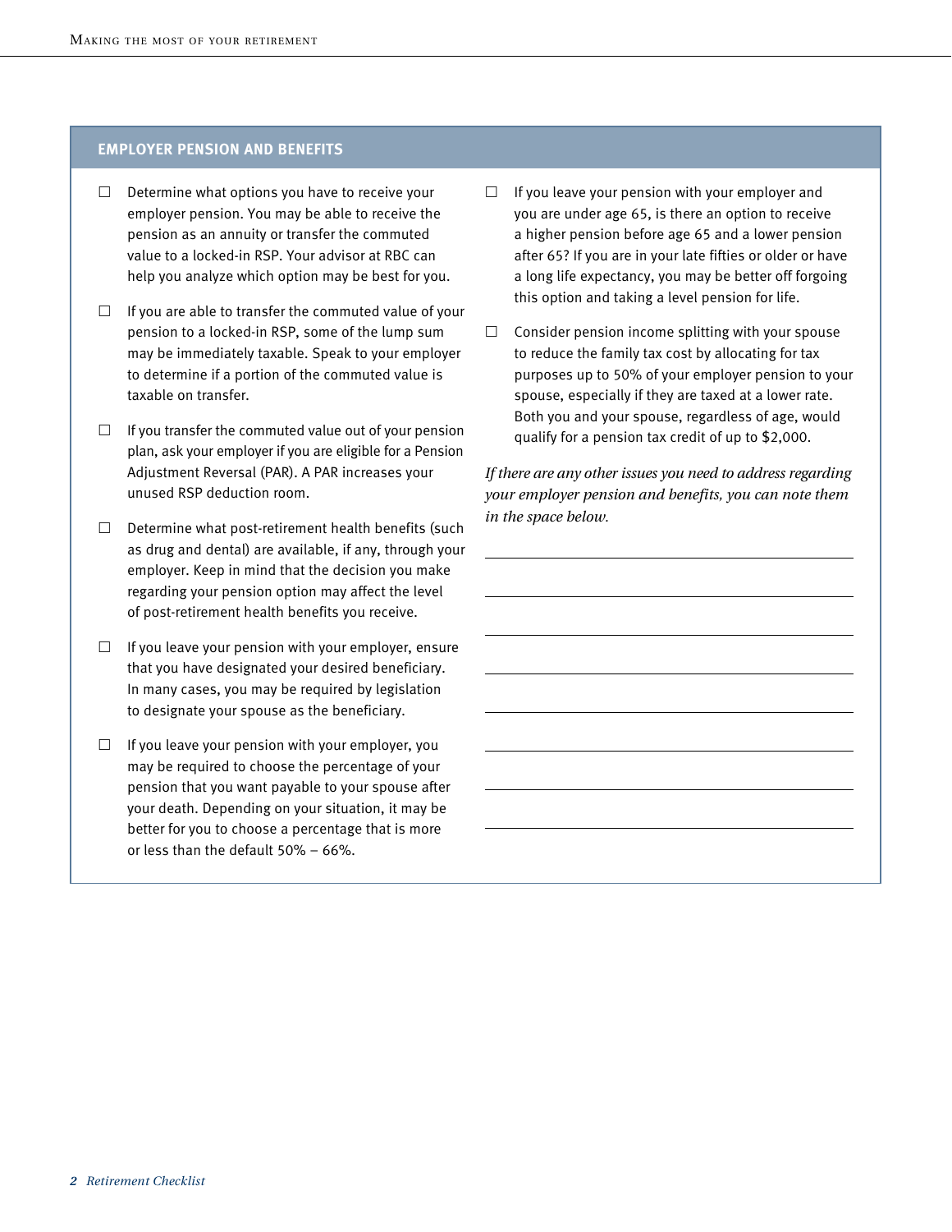## EMPLOYER PENSION AND BENEFITS

- ☐ Determine what options you have to receive your employer pension. You may be able to receive the pension as an annuity or transfer the commuted value to a locked-in RSP. Your advisor at RBC can help you analyze which option may be best for you.

- ☐ If you are able to transfer the commuted value of your pension to a locked-in RSP, some of the lump sum may be immediately taxable. Speak to your employer to determine if a portion of the commuted value is taxable on transfer.

- ☐ If you transfer the commuted value out of your pension plan, ask your employer if you are eligible for a Pension Adjustment Reversal (PAR). A PAR increases your unused RSP deduction room.

- ☐ Determine what post-retirement health benefits (such as drug and dental) are available, if any, through your employer. Keep in mind that the decision you make regarding your pension option may affect the level of post-retirement health benefits you receive.

- ☐ If you leave your pension with your employer, ensure that you have designated your desired beneficiary. In many cases, you may be required by legislation to designate your spouse as the beneficiary.

- ☐ If you leave your pension with your employer, you may be required to choose the percentage of your pension that you want payable to your spouse after your death. Depending on your situation, it may be better for you to choose a percentage that is more or less than the default 50% – 66%.

- ☐ If you leave your pension with your employer and you are under age 65, is there an option to receive a higher pension before age 65 and a lower pension after 65? If you are in your late fifties or older or have a long life expectancy, you may be better off forgoing this option and taking a level pension for life.

- ☐ Consider pension income splitting with your spouse to reduce the family tax cost by allocating for tax purposes up to 50% of your employer pension to your spouse, especially if they are taxed at a lower rate. Both you and your spouse, regardless of age, would qualify for a pension tax credit of up to $2,000.

*If there are any other issues you need to address regarding your employer pension and benefits, you can note them in the space below.*

______________________________________________

______________________________________________

______________________________________________

______________________________________________

______________________________________________

______________________________________________

______________________________________________

______________________________________________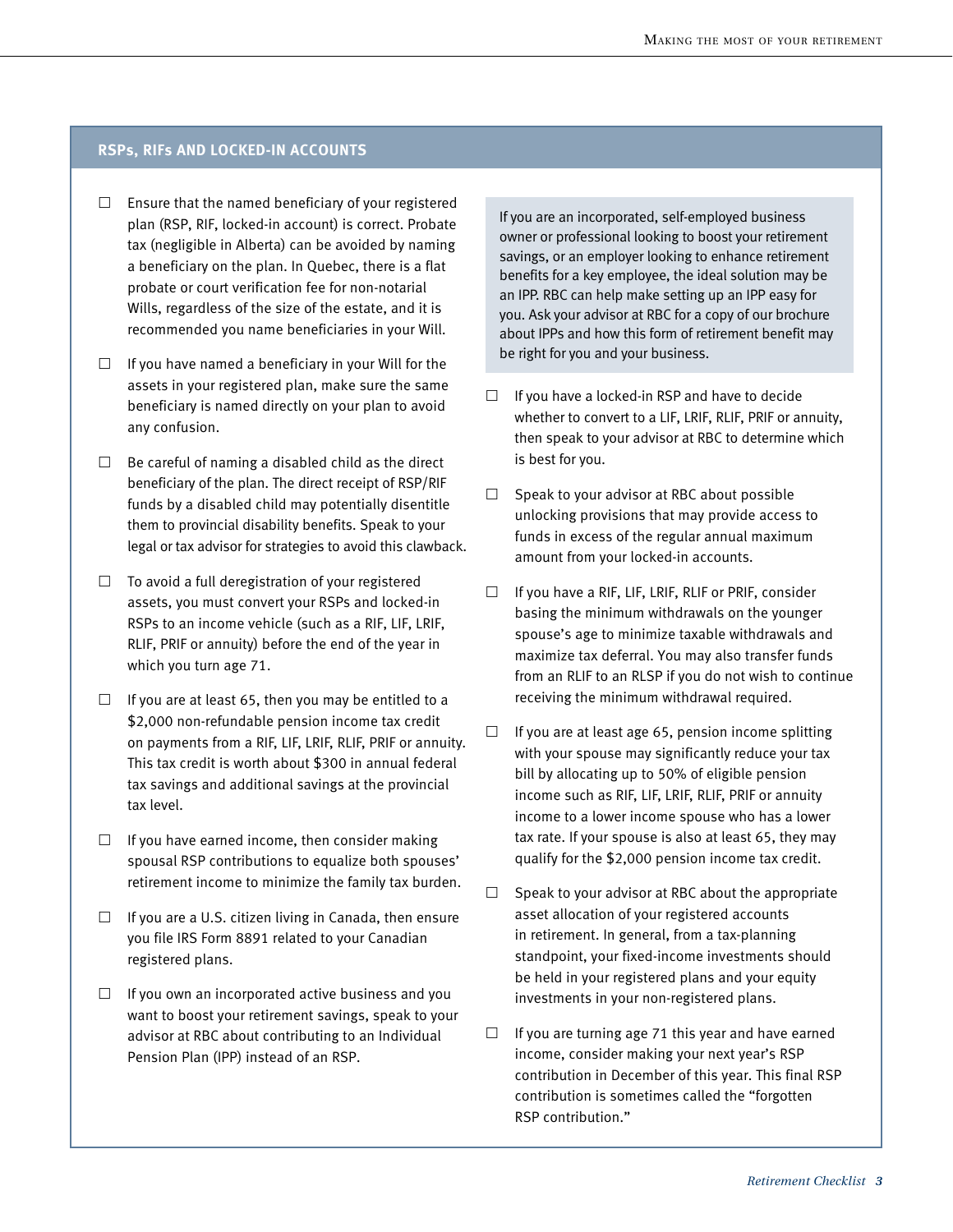## RSPs, RIFs AND LOCKED-IN ACCOUNTS

- ☐ Ensure that the named beneficiary of your registered plan (RSP, RIF, locked-in account) is correct. Probate tax (negligible in Alberta) can be avoided by naming a beneficiary on the plan. In Quebec, there is a flat probate or court verification fee for non-notarial Wills, regardless of the size of the estate, and it is recommended you name beneficiaries in your Will.
- ☐ If you have named a beneficiary in your Will for the assets in your registered plan, make sure the same beneficiary is named directly on your plan to avoid any confusion.
- ☐ Be careful of naming a disabled child as the direct beneficiary of the plan. The direct receipt of RSP/RIF funds by a disabled child may potentially disentitle them to provincial disability benefits. Speak to your legal or tax advisor for strategies to avoid this clawback.
- ☐ To avoid a full deregistration of your registered assets, you must convert your RSPs and locked-in RSPs to an income vehicle (such as a RIF, LIF, LRIF, RLIF, PRIF or annuity) before the end of the year in which you turn age 71.
- ☐ If you are at least 65, then you may be entitled to a $2,000 non-refundable pension income tax credit on payments from a RIF, LIF, LRIF, RLIF, PRIF or annuity. This tax credit is worth about $300 in annual federal tax savings and additional savings at the provincial tax level.
- ☐ If you have earned income, then consider making spousal RSP contributions to equalize both spouses' retirement income to minimize the family tax burden.
- ☐ If you are a U.S. citizen living in Canada, then ensure you file IRS Form 8891 related to your Canadian registered plans.
- ☐ If you own an incorporated active business and you want to boost your retirement savings, speak to your advisor at RBC about contributing to an Individual Pension Plan (IPP) instead of an RSP.

> If you are an incorporated, self-employed business owner or professional looking to boost your retirement savings, or an employer looking to enhance retirement benefits for a key employee, the ideal solution may be an IPP. RBC can help make setting up an IPP easy for you. Ask your advisor at RBC for a copy of our brochure about IPPs and how this form of retirement benefit may be right for you and your business.

- ☐ If you have a locked-in RSP and have to decide whether to convert to a LIF, LRIF, RLIF, PRIF or annuity, then speak to your advisor at RBC to determine which is best for you.
- ☐ Speak to your advisor at RBC about possible unlocking provisions that may provide access to funds in excess of the regular annual maximum amount from your locked-in accounts.
- ☐ If you have a RIF, LIF, LRIF, RLIF or PRIF, consider basing the minimum withdrawals on the younger spouse's age to minimize taxable withdrawals and maximize tax deferral. You may also transfer funds from an RLIF to an RLSP if you do not wish to continue receiving the minimum withdrawal required.
- ☐ If you are at least age 65, pension income splitting with your spouse may significantly reduce your tax bill by allocating up to 50% of eligible pension income such as RIF, LIF, LRIF, RLIF, PRIF or annuity income to a lower income spouse who has a lower tax rate. If your spouse is also at least 65, they may qualify for the $2,000 pension income tax credit.
- ☐ Speak to your advisor at RBC about the appropriate asset allocation of your registered accounts in retirement. In general, from a tax-planning standpoint, your fixed-income investments should be held in your registered plans and your equity investments in your non-registered plans.
- ☐ If you are turning age 71 this year and have earned income, consider making your next year's RSP contribution in December of this year. This final RSP contribution is sometimes called the "forgotten RSP contribution."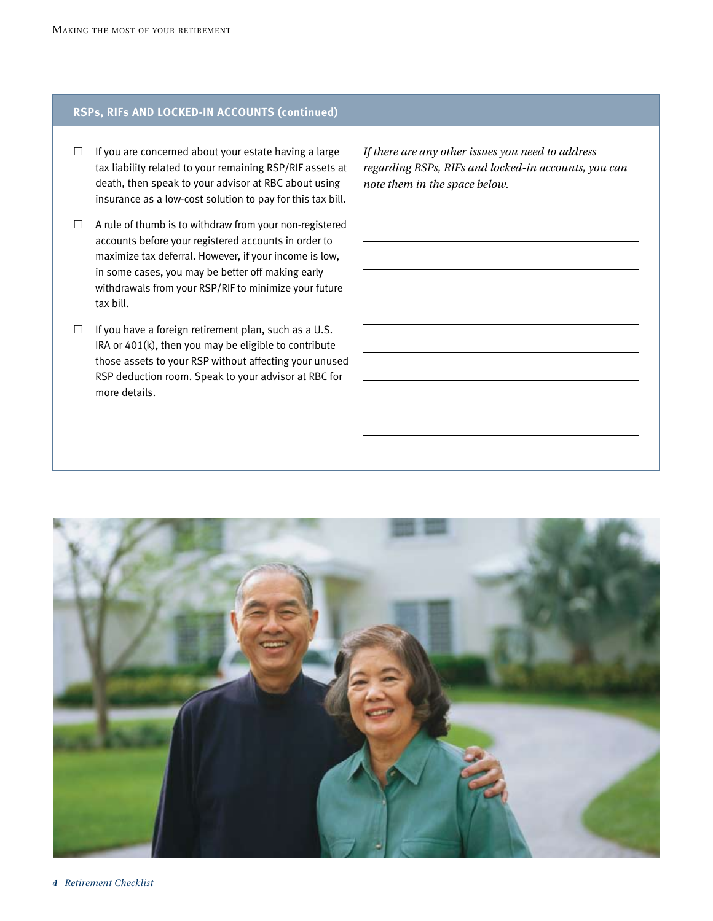## RSPs, RIFs AND LOCKED-IN ACCOUNTS (continued)

- ☐ If you are concerned about your estate having a large tax liability related to your remaining RSP/RIF assets at death, then speak to your advisor at RBC about using insurance as a low-cost solution to pay for this tax bill.
- ☐ A rule of thumb is to withdraw from your non-registered accounts before your registered accounts in order to maximize tax deferral. However, if your income is low, in some cases, you may be better off making early withdrawals from your RSP/RIF to minimize your future tax bill.
- ☐ If you have a foreign retirement plan, such as a U.S. IRA or 401(k), then you may be eligible to contribute those assets to your RSP without affecting your unused RSP deduction room. Speak to your advisor at RBC for more details.

*If there are any other issues you need to address regarding RSPs, RIFs and locked-in accounts, you can note them in the space below.*

______________________________

______________________________

______________________________

______________________________

______________________________

______________________________

______________________________

______________________________

______________________________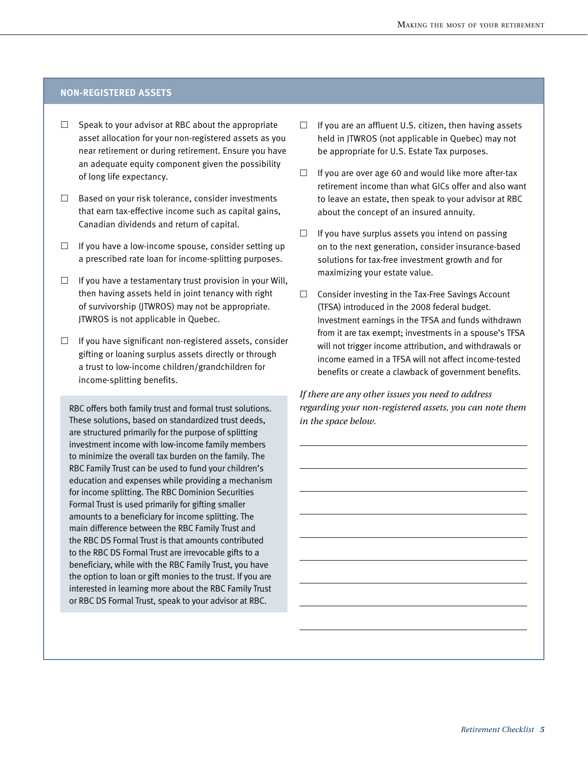## NON-REGISTERED ASSETS

- ☐ Speak to your advisor at RBC about the appropriate asset allocation for your non-registered assets as you near retirement or during retirement. Ensure you have an adequate equity component given the possibility of long life expectancy.
- ☐ Based on your risk tolerance, consider investments that earn tax-effective income such as capital gains, Canadian dividends and return of capital.
- ☐ If you have a low-income spouse, consider setting up a prescribed rate loan for income-splitting purposes.
- ☐ If you have a testamentary trust provision in your Will, then having assets held in joint tenancy with right of survivorship (JTWROS) may not be appropriate. JTWROS is not applicable in Quebec.
- ☐ If you have significant non-registered assets, consider gifting or loaning surplus assets directly or through a trust to low-income children/grandchildren for income-splitting benefits.

RBC offers both family trust and formal trust solutions. These solutions, based on standardized trust deeds, are structured primarily for the purpose of splitting investment income with low-income family members to minimize the overall tax burden on the family. The RBC Family Trust can be used to fund your children's education and expenses while providing a mechanism for income splitting. The RBC Dominion Securities Formal Trust is used primarily for gifting smaller amounts to a beneficiary for income splitting. The main difference between the RBC Family Trust and the RBC DS Formal Trust is that amounts contributed to the RBC DS Formal Trust are irrevocable gifts to a beneficiary, while with the RBC Family Trust, you have the option to loan or gift monies to the trust. If you are interested in learning more about the RBC Family Trust or RBC DS Formal Trust, speak to your advisor at RBC.

- ☐ If you are an affluent U.S. citizen, then having assets held in JTWROS (not applicable in Quebec) may not be appropriate for U.S. Estate Tax purposes.
- ☐ If you are over age 60 and would like more after-tax retirement income than what GICs offer and also want to leave an estate, then speak to your advisor at RBC about the concept of an insured annuity.
- ☐ If you have surplus assets you intend on passing on to the next generation, consider insurance-based solutions for tax-free investment growth and for maximizing your estate value.
- ☐ Consider investing in the Tax-Free Savings Account (TFSA) introduced in the 2008 federal budget. Investment earnings in the TFSA and funds withdrawn from it are tax exempt; investments in a spouse's TFSA will not trigger income attribution, and withdrawals or income earned in a TFSA will not affect income-tested benefits or create a clawback of government benefits.

*If there are any other issues you need to address regarding your non-registered assets, you can note them in the space below.*

______________________________________________

______________________________________________

______________________________________________

______________________________________________

______________________________________________

______________________________________________

______________________________________________

______________________________________________

______________________________________________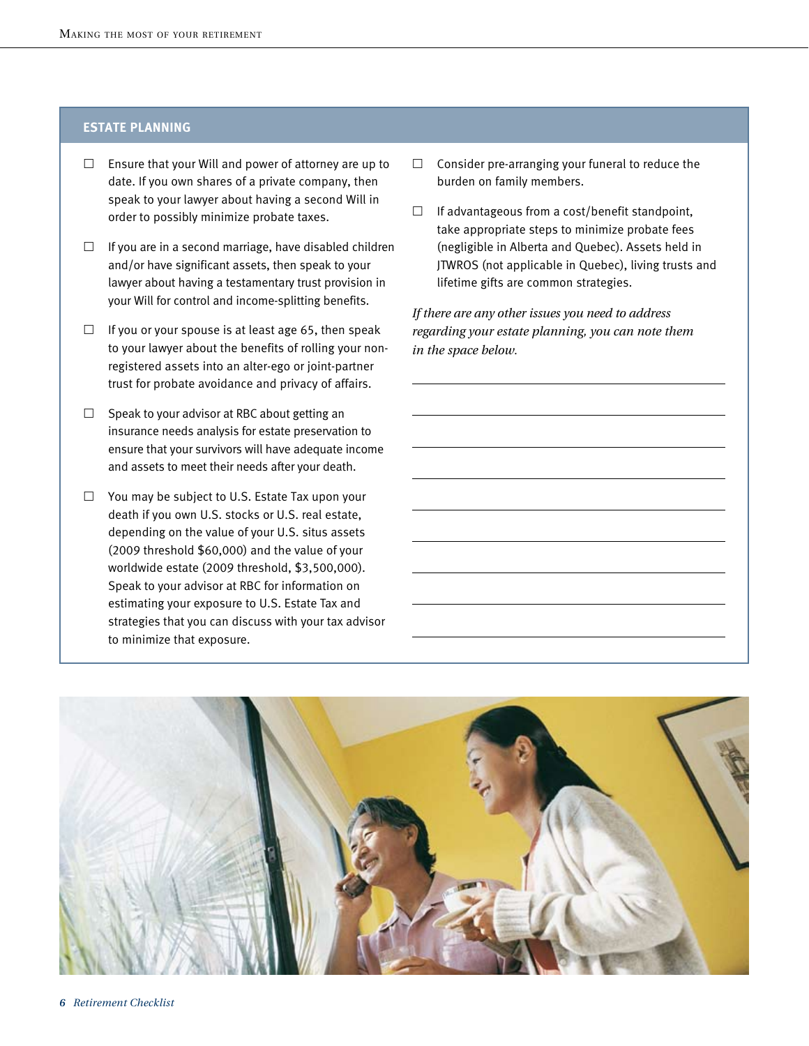## ESTATE PLANNING

- ☐ Ensure that your Will and power of attorney are up to date. If you own shares of a private company, then speak to your lawyer about having a second Will in order to possibly minimize probate taxes.
- ☐ If you are in a second marriage, have disabled children and/or have significant assets, then speak to your lawyer about having a testamentary trust provision in your Will for control and income-splitting benefits.
- ☐ If you or your spouse is at least age 65, then speak to your lawyer about the benefits of rolling your non-registered assets into an alter-ego or joint-partner trust for probate avoidance and privacy of affairs.
- ☐ Speak to your advisor at RBC about getting an insurance needs analysis for estate preservation to ensure that your survivors will have adequate income and assets to meet their needs after your death.
- ☐ You may be subject to U.S. Estate Tax upon your death if you own U.S. stocks or U.S. real estate, depending on the value of your U.S. situs assets (2009 threshold $60,000) and the value of your worldwide estate (2009 threshold, $3,500,000). Speak to your advisor at RBC for information on estimating your exposure to U.S. Estate Tax and strategies that you can discuss with your tax advisor to minimize that exposure.
- ☐ Consider pre-arranging your funeral to reduce the burden on family members.
- ☐ If advantageous from a cost/benefit standpoint, take appropriate steps to minimize probate fees (negligible in Alberta and Quebec). Assets held in JTWROS (not applicable in Quebec), living trusts and lifetime gifts are common strategies.

*If there are any other issues you need to address regarding your estate planning, you can note them in the space below.*

______________________________________________

______________________________________________

______________________________________________

______________________________________________

______________________________________________

______________________________________________

______________________________________________

______________________________________________

______________________________________________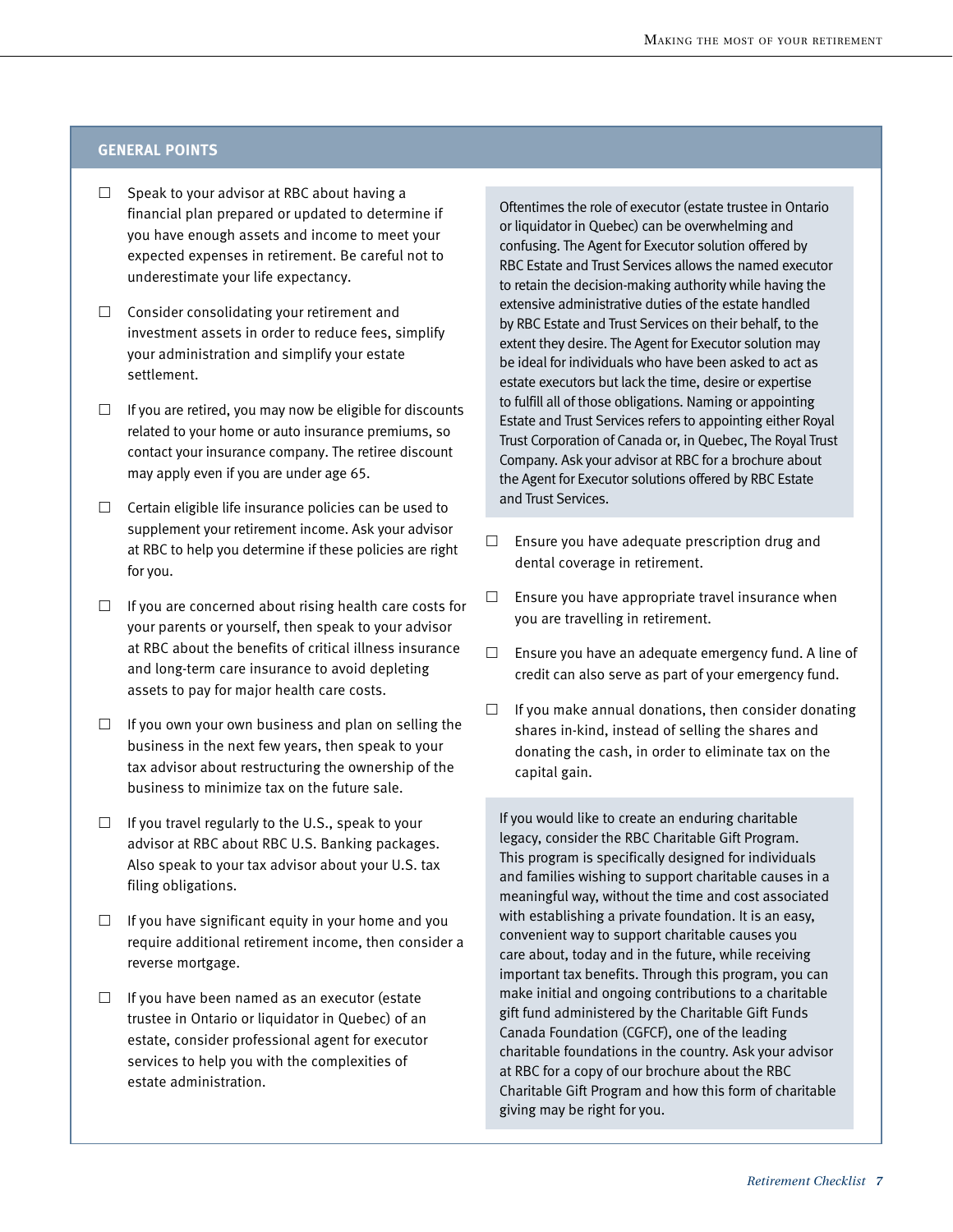## GENERAL POINTS

- ☐ Speak to your advisor at RBC about having a financial plan prepared or updated to determine if you have enough assets and income to meet your expected expenses in retirement. Be careful not to underestimate your life expectancy.

- ☐ Consider consolidating your retirement and investment assets in order to reduce fees, simplify your administration and simplify your estate settlement.

- ☐ If you are retired, you may now be eligible for discounts related to your home or auto insurance premiums, so contact your insurance company. The retiree discount may apply even if you are under age 65.

- ☐ Certain eligible life insurance policies can be used to supplement your retirement income. Ask your advisor at RBC to help you determine if these policies are right for you.

- ☐ If you are concerned about rising health care costs for your parents or yourself, then speak to your advisor at RBC about the benefits of critical illness insurance and long-term care insurance to avoid depleting assets to pay for major health care costs.

- ☐ If you own your own business and plan on selling the business in the next few years, then speak to your tax advisor about restructuring the ownership of the business to minimize tax on the future sale.

- ☐ If you travel regularly to the U.S., speak to your advisor at RBC about RBC U.S. Banking packages. Also speak to your tax advisor about your U.S. tax filing obligations.

- ☐ If you have significant equity in your home and you require additional retirement income, then consider a reverse mortgage.

- ☐ If you have been named as an executor (estate trustee in Ontario or liquidator in Quebec) of an estate, consider professional agent for executor services to help you with the complexities of estate administration.

Oftentimes the role of executor (estate trustee in Ontario or liquidator in Quebec) can be overwhelming and confusing. The Agent for Executor solution offered by RBC Estate and Trust Services allows the named executor to retain the decision-making authority while having the extensive administrative duties of the estate handled by RBC Estate and Trust Services on their behalf, to the extent they desire. The Agent for Executor solution may be ideal for individuals who have been asked to act as estate executors but lack the time, desire or expertise to fulfill all of those obligations. Naming or appointing Estate and Trust Services refers to appointing either Royal Trust Corporation of Canada or, in Quebec, The Royal Trust Company. Ask your advisor at RBC for a brochure about the Agent for Executor solutions offered by RBC Estate and Trust Services.

- ☐ Ensure you have adequate prescription drug and dental coverage in retirement.

- ☐ Ensure you have appropriate travel insurance when you are travelling in retirement.

- ☐ Ensure you have an adequate emergency fund. A line of credit can also serve as part of your emergency fund.

- ☐ If you make annual donations, then consider donating shares in-kind, instead of selling the shares and donating the cash, in order to eliminate tax on the capital gain.

If you would like to create an enduring charitable legacy, consider the RBC Charitable Gift Program. This program is specifically designed for individuals and families wishing to support charitable causes in a meaningful way, without the time and cost associated with establishing a private foundation. It is an easy, convenient way to support charitable causes you care about, today and in the future, while receiving important tax benefits. Through this program, you can make initial and ongoing contributions to a charitable gift fund administered by the Charitable Gift Funds Canada Foundation (CGFCF), one of the leading charitable foundations in the country. Ask your advisor at RBC for a copy of our brochure about the RBC Charitable Gift Program and how this form of charitable giving may be right for you.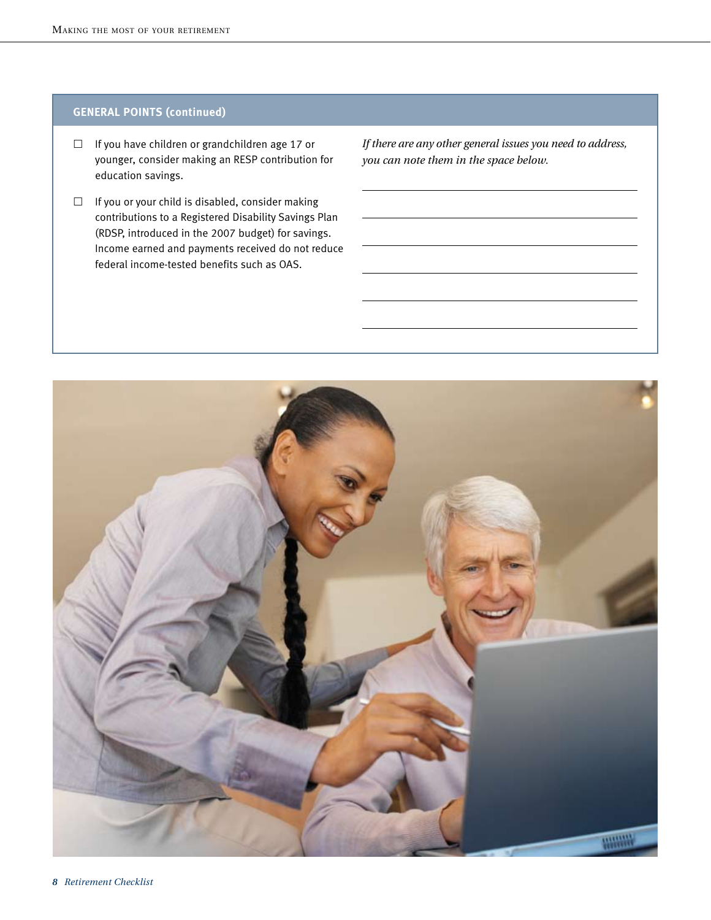## GENERAL POINTS (continued)

- ☐ If you have children or grandchildren age 17 or younger, consider making an RESP contribution for education savings.
- ☐ If you or your child is disabled, consider making contributions to a Registered Disability Savings Plan (RDSP, introduced in the 2007 budget) for savings. Income earned and payments received do not reduce federal income-tested benefits such as OAS.

*If there are any other general issues you need to address, you can note them in the space below.*

\_\_\_\_\_\_\_\_\_\_\_\_\_\_\_\_\_\_\_\_\_\_\_\_\_\_\_\_\_\_\_\_\_\_\_\_\_\_\_\_

\_\_\_\_\_\_\_\_\_\_\_\_\_\_\_\_\_\_\_\_\_\_\_\_\_\_\_\_\_\_\_\_\_\_\_\_\_\_\_\_

\_\_\_\_\_\_\_\_\_\_\_\_\_\_\_\_\_\_\_\_\_\_\_\_\_\_\_\_\_\_\_\_\_\_\_\_\_\_\_\_

\_\_\_\_\_\_\_\_\_\_\_\_\_\_\_\_\_\_\_\_\_\_\_\_\_\_\_\_\_\_\_\_\_\_\_\_\_\_\_\_

\_\_\_\_\_\_\_\_\_\_\_\_\_\_\_\_\_\_\_\_\_\_\_\_\_\_\_\_\_\_\_\_\_\_\_\_\_\_\_\_

\_\_\_\_\_\_\_\_\_\_\_\_\_\_\_\_\_\_\_\_\_\_\_\_\_\_\_\_\_\_\_\_\_\_\_\_\_\_\_\_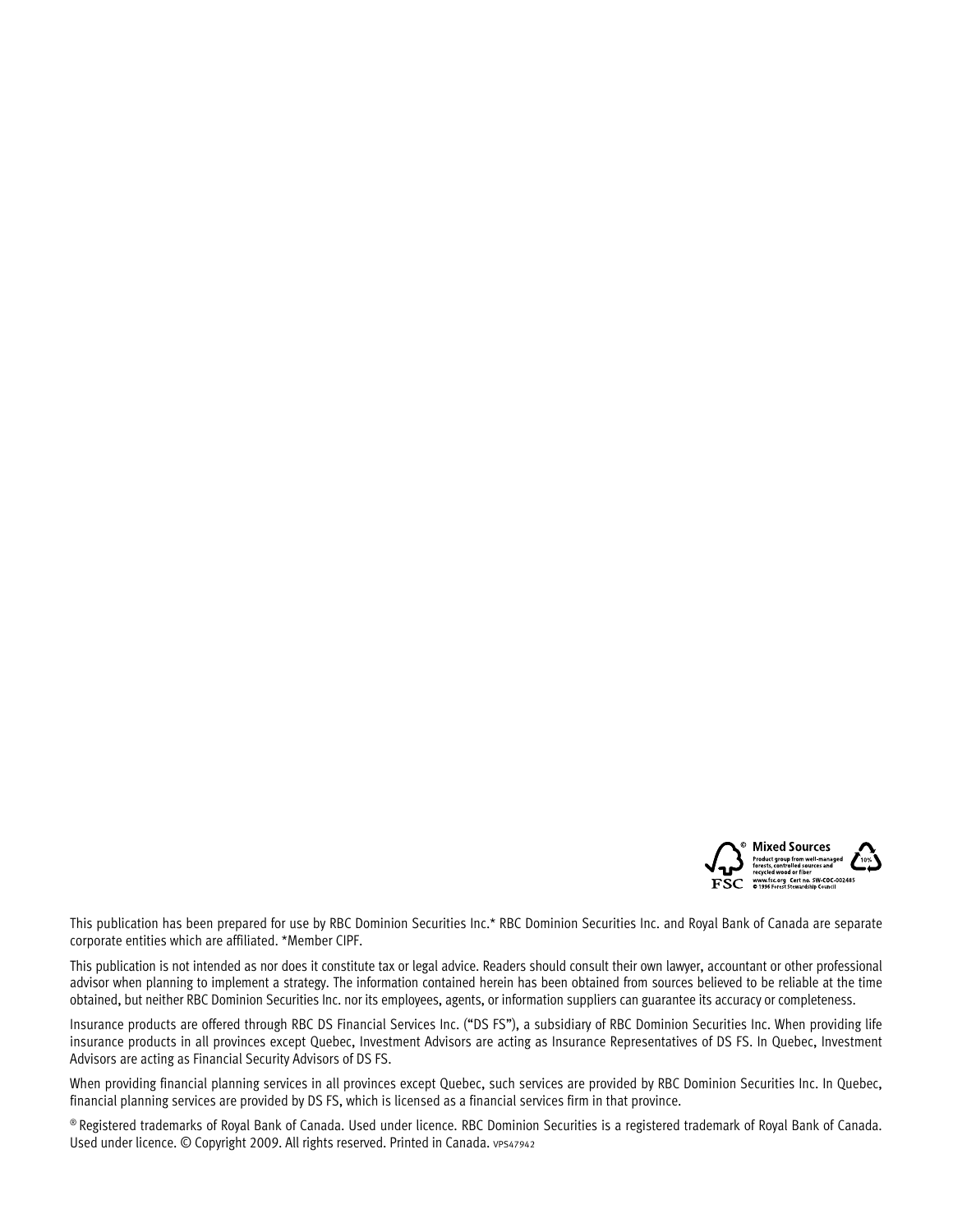Mixed Sources
Product group from well-managed forests, controlled sources and recycled wood or fiber
www.fsc.org Cert no. SW-COC-002485
© 1996 Forest Stewardship Council

This publication has been prepared for use by RBC Dominion Securities Inc.* RBC Dominion Securities Inc. and Royal Bank of Canada are separate corporate entities which are affiliated. *Member CIPF.

This publication is not intended as nor does it constitute tax or legal advice. Readers should consult their own lawyer, accountant or other professional advisor when planning to implement a strategy. The information contained herein has been obtained from sources believed to be reliable at the time obtained, but neither RBC Dominion Securities Inc. nor its employees, agents, or information suppliers can guarantee its accuracy or completeness.

Insurance products are offered through RBC DS Financial Services Inc. ("DS FS"), a subsidiary of RBC Dominion Securities Inc. When providing life insurance products in all provinces except Quebec, Investment Advisors are acting as Insurance Representatives of DS FS. In Quebec, Investment Advisors are acting as Financial Security Advisors of DS FS.

When providing financial planning services in all provinces except Quebec, such services are provided by RBC Dominion Securities Inc. In Quebec, financial planning services are provided by DS FS, which is licensed as a financial services firm in that province.

® Registered trademarks of Royal Bank of Canada. Used under licence. RBC Dominion Securities is a registered trademark of Royal Bank of Canada. Used under licence. © Copyright 2009. All rights reserved. Printed in Canada. VPS47942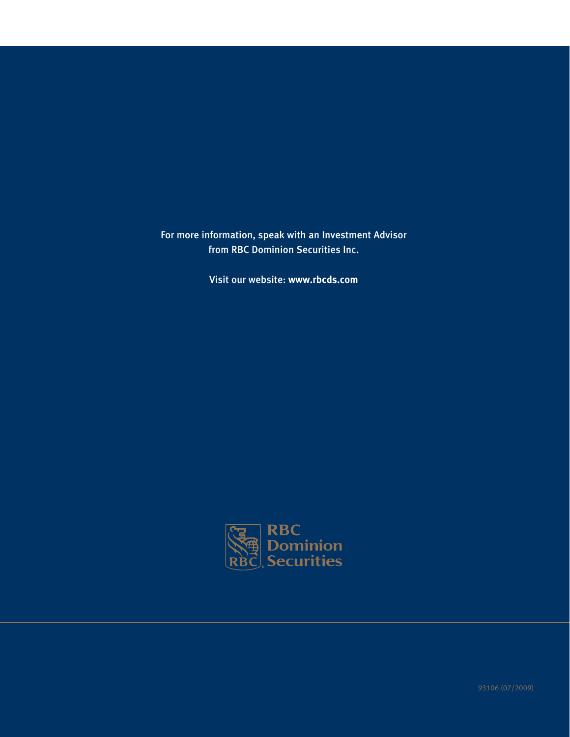For more information, speak with an Investment Advisor from RBC Dominion Securities Inc.

Visit our website: **www.rbcds.com**

RBC Dominion Securities

93106 (07/2009)